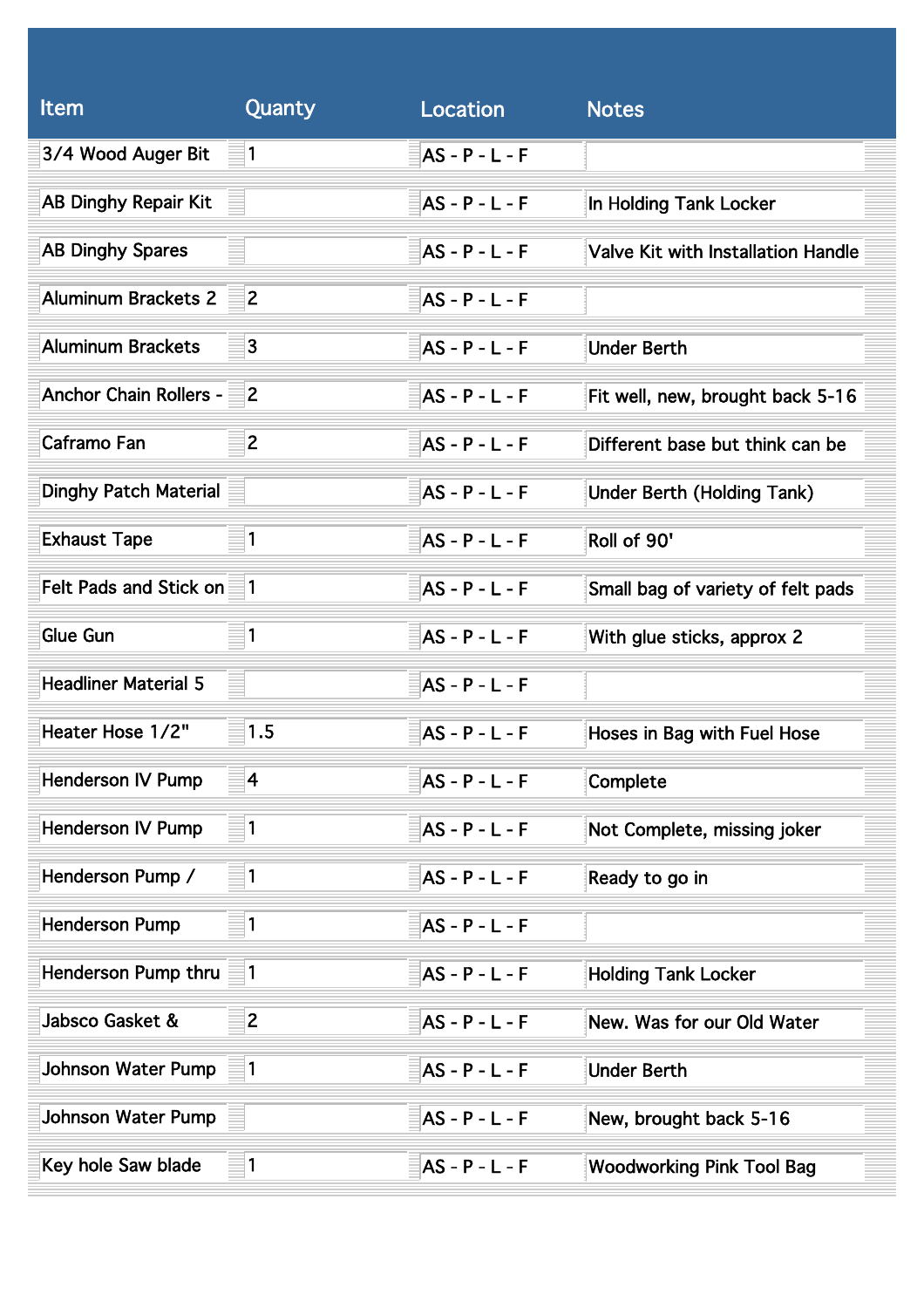| Item | Quanty | Location | Notes |
| --- | --- | --- | --- |
| 3/4 Wood Auger Bit | 1 | AS - P - L - F | |
| AB Dinghy Repair Kit | | AS - P - L - F | In Holding Tank Locker |
| AB Dinghy Spares | | AS - P - L - F | Valve Kit with Installation Handle |
| Aluminum Brackets 2 | 2 | AS - P - L - F | |
| Aluminum Brackets | 3 | AS - P - L - F | Under Berth |
| Anchor Chain Rollers - | 2 | AS - P - L - F | Fit well, new, brought back 5-16 |
| Caframo Fan | 2 | AS - P - L - F | Different base but think can be |
| Dinghy Patch Material | | AS - P - L - F | Under Berth (Holding Tank) |
| Exhaust Tape | 1 | AS - P - L - F | Roll of 90' |
| Felt Pads and Stick on | 1 | AS - P - L - F | Small bag of variety of felt pads |
| Glue Gun | 1 | AS - P - L - F | With glue sticks, approx 2 |
| Headliner Material 5 | | AS - P - L - F | |
| Heater Hose 1/2" | 1.5 | AS - P - L - F | Hoses in Bag with Fuel Hose |
| Henderson IV Pump | 4 | AS - P - L - F | Complete |
| Henderson IV Pump | 1 | AS - P - L - F | Not Complete, missing joker |
| Henderson Pump / | 1 | AS - P - L - F | Ready to go in |
| Henderson Pump | 1 | AS - P - L - F | |
| Henderson Pump thru | 1 | AS - P - L - F | Holding Tank Locker |
| Jabsco Gasket & | 2 | AS - P - L - F | New. Was for our Old Water |
| Johnson Water Pump | 1 | AS - P - L - F | Under Berth |
| Johnson Water Pump | | AS - P - L - F | New, brought back 5-16 |
| Key hole Saw blade | 1 | AS - P - L - F | Woodworking Pink Tool Bag |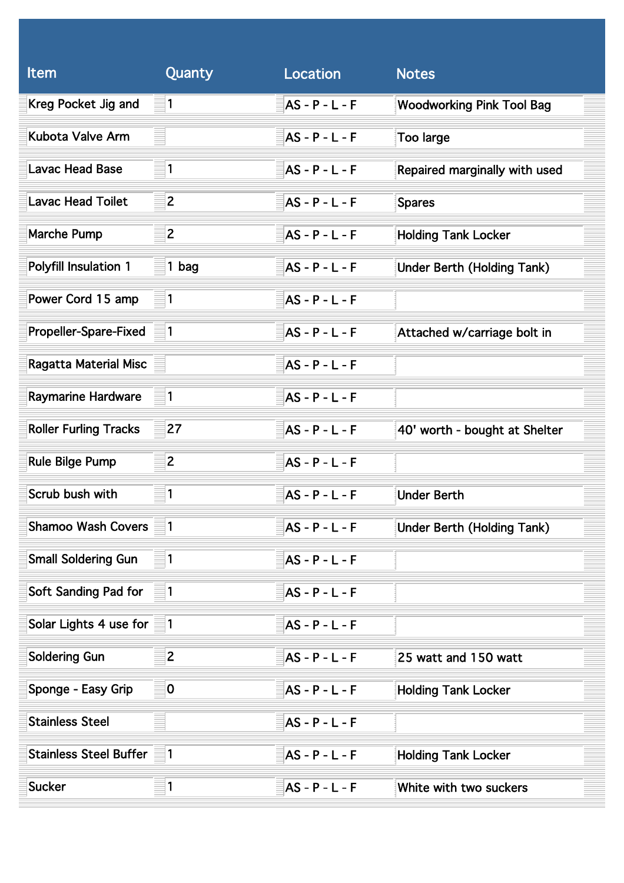| Item | Quanty | Location | Notes |
| --- | --- | --- | --- |
| Kreg Pocket Jig and | 1 | AS - P - L - F | Woodworking Pink Tool Bag |
| Kubota Valve Arm | | AS - P - L - F | Too large |
| Lavac Head Base | 1 | AS - P - L - F | Repaired marginally with used |
| Lavac Head Toilet | 2 | AS - P - L - F | Spares |
| Marche Pump | 2 | AS - P - L - F | Holding Tank Locker |
| Polyfill Insulation 1 | 1 bag | AS - P - L - F | Under Berth (Holding Tank) |
| Power Cord 15 amp | 1 | AS - P - L - F | |
| Propeller-Spare-Fixed | 1 | AS - P - L - F | Attached w/carriage bolt in |
| Ragatta Material Misc | | AS - P - L - F | |
| Raymarine Hardware | 1 | AS - P - L - F | |
| Roller Furling Tracks | 27 | AS - P - L - F | 40' worth - bought at Shelter |
| Rule Bilge Pump | 2 | AS - P - L - F | |
| Scrub bush with | 1 | AS - P - L - F | Under Berth |
| Shamoo Wash Covers | 1 | AS - P - L - F | Under Berth (Holding Tank) |
| Small Soldering Gun | 1 | AS - P - L - F | |
| Soft Sanding Pad for | 1 | AS - P - L - F | |
| Solar Lights 4 use for | 1 | AS - P - L - F | |
| Soldering Gun | 2 | AS - P - L - F | 25 watt and 150 watt |
| Sponge - Easy Grip | 0 | AS - P - L - F | Holding Tank Locker |
| Stainless Steel | | AS - P - L - F | |
| Stainless Steel Buffer | 1 | AS - P - L - F | Holding Tank Locker |
| Sucker | 1 | AS - P - L - F | White with two suckers |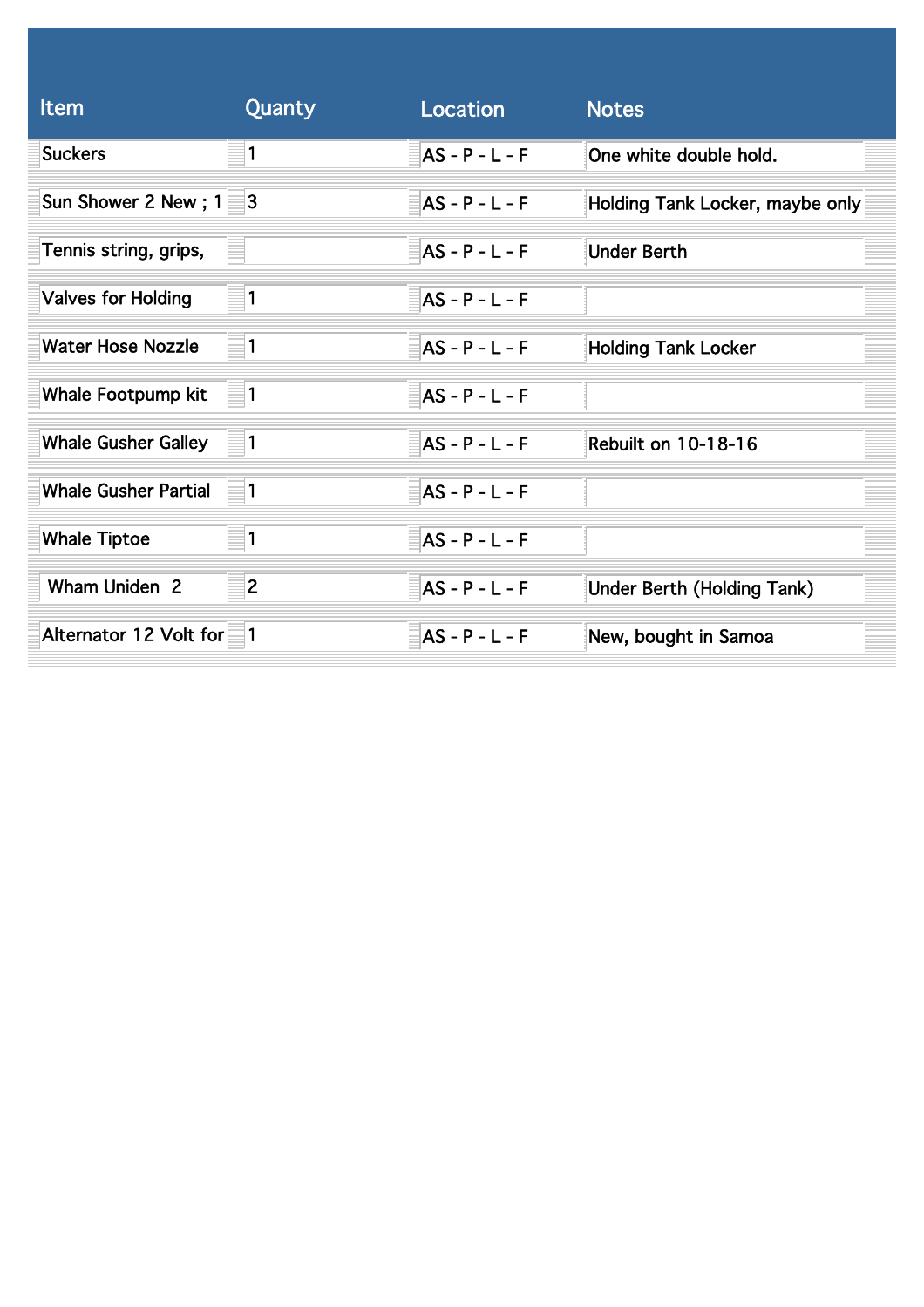| Item | Quanty | Location | Notes |
| --- | --- | --- | --- |
| Suckers | 1 | AS - P - L - F | One white double hold. |
| Sun Shower 2 New ; 1 | 3 | AS - P - L - F | Holding Tank Locker, maybe only |
| Tennis string, grips, | | AS - P - L - F | Under Berth |
| Valves for Holding | 1 | AS - P - L - F | |
| Water Hose Nozzle | 1 | AS - P - L - F | Holding Tank Locker |
| Whale Footpump kit | 1 | AS - P - L - F | |
| Whale Gusher Galley | 1 | AS - P - L - F | Rebuilt on 10-18-16 |
| Whale Gusher Partial | 1 | AS - P - L - F | |
| Whale Tiptoe | 1 | AS - P - L - F | |
| Wham Uniden 2 | 2 | AS - P - L - F | Under Berth (Holding Tank) |
| Alternator 12 Volt for | 1 | AS - P - L - F | New, bought in Samoa |